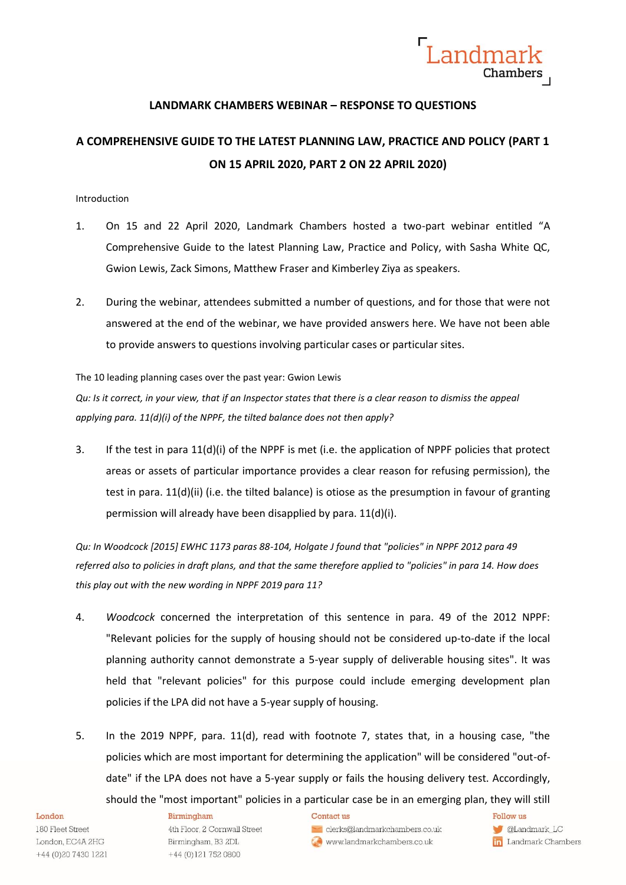## LANDMARK CHAMBERS WEBINAR – RESPONSE TO QUESTIONS

# A COMPREHENSIVE GUIDE TO THE LATEST PLANNING LAW, PRACTICE AND POLICY (PART 1 ON 15 APRIL 2020, PART 2 ON 22 APRIL 2020)

Introduction

1. On 15 and 22 April 2020, Landmark Chambers hosted a two-part webinar entitled "A Comprehensive Guide to the latest Planning Law, Practice and Policy, with Sasha White QC, Gwion Lewis, Zack Simons, Matthew Fraser and Kimberley Ziya as speakers.

2. During the webinar, attendees submitted a number of questions, and for those that were not answered at the end of the webinar, we have provided answers here. We have not been able to provide answers to questions involving particular cases or particular sites.

The 10 leading planning cases over the past year: Gwion Lewis

*Qu: Is it correct, in your view, that if an Inspector states that there is a clear reason to dismiss the appeal applying para. 11(d)(i) of the NPPF, the tilted balance does not then apply?*

3. If the test in para 11(d)(i) of the NPPF is met (i.e. the application of NPPF policies that protect areas or assets of particular importance provides a clear reason for refusing permission), the test in para. 11(d)(ii) (i.e. the tilted balance) is otiose as the presumption in favour of granting permission will already have been disapplied by para. 11(d)(i).

*Qu: In Woodcock [2015] EWHC 1173 paras 88-104, Holgate J found that "policies" in NPPF 2012 para 49 referred also to policies in draft plans, and that the same therefore applied to "policies" in para 14. How does this play out with the new wording in NPPF 2019 para 11?*

4. *Woodcock* concerned the interpretation of this sentence in para. 49 of the 2012 NPPF: "Relevant policies for the supply of housing should not be considered up-to-date if the local planning authority cannot demonstrate a 5-year supply of deliverable housing sites". It was held that "relevant policies" for this purpose could include emerging development plan policies if the LPA did not have a 5-year supply of housing.

5. In the 2019 NPPF, para. 11(d), read with footnote 7, states that, in a housing case, "the policies which are most important for determining the application" will be considered "out-of-date" if the LPA does not have a 5-year supply or fails the housing delivery test. Accordingly, should the "most important" policies in a particular case be in an emerging plan, they will still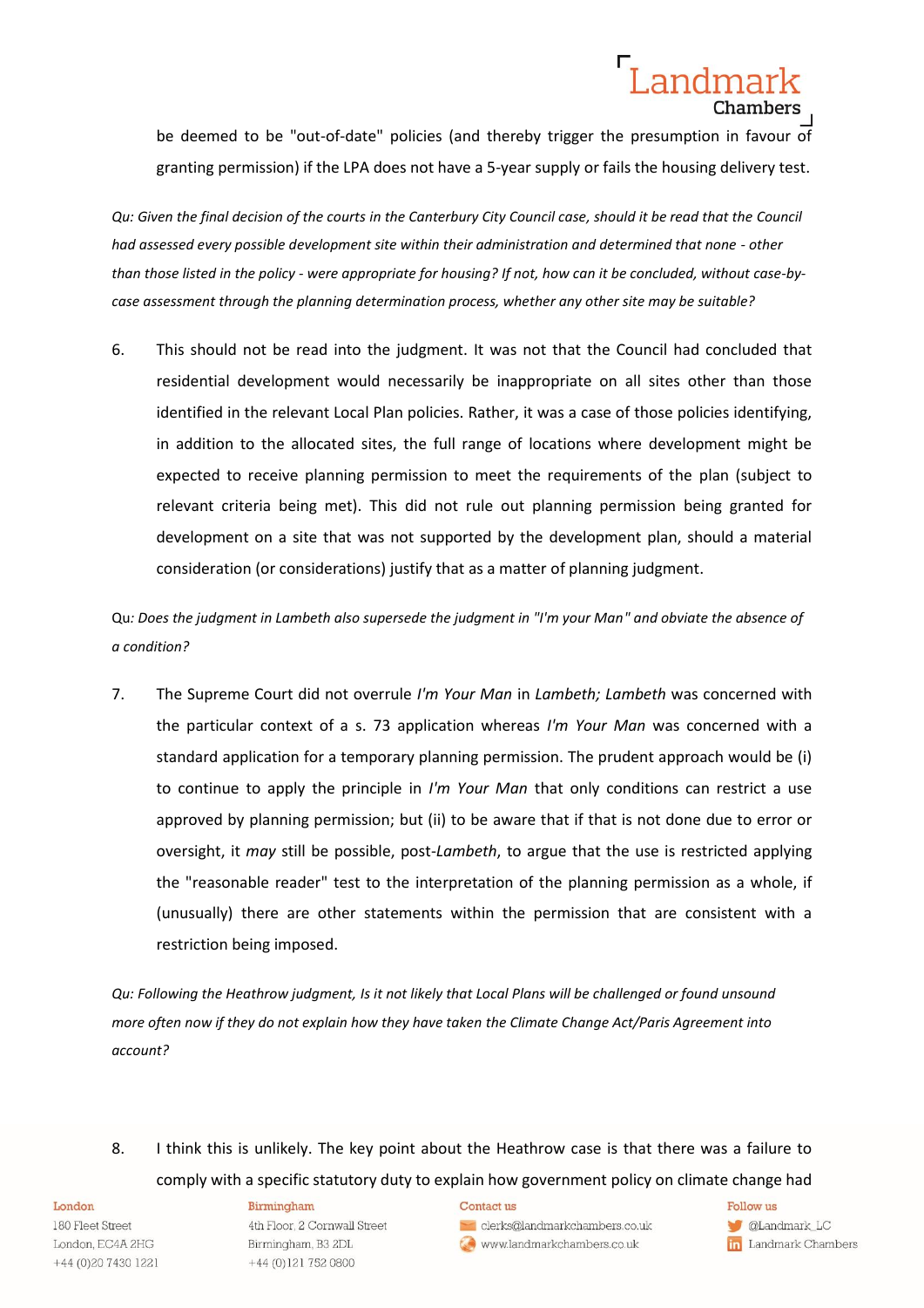be deemed to be "out-of-date" policies (and thereby trigger the presumption in favour of granting permission) if the LPA does not have a 5-year supply or fails the housing delivery test.

*Qu: Given the final decision of the courts in the Canterbury City Council case, should it be read that the Council had assessed every possible development site within their administration and determined that none - other than those listed in the policy - were appropriate for housing? If not, how can it be concluded, without case-by-case assessment through the planning determination process, whether any other site may be suitable?*

6. This should not be read into the judgment. It was not that the Council had concluded that residential development would necessarily be inappropriate on all sites other than those identified in the relevant Local Plan policies. Rather, it was a case of those policies identifying, in addition to the allocated sites, the full range of locations where development might be expected to receive planning permission to meet the requirements of the plan (subject to relevant criteria being met). This did not rule out planning permission being granted for development on a site that was not supported by the development plan, should a material consideration (or considerations) justify that as a matter of planning judgment.

Qu*: Does the judgment in Lambeth also supersede the judgment in "I'm your Man" and obviate the absence of a condition?*

7. The Supreme Court did not overrule *I'm Your Man* in *Lambeth; Lambeth* was concerned with the particular context of a s. 73 application whereas *I'm Your Man* was concerned with a standard application for a temporary planning permission. The prudent approach would be (i) to continue to apply the principle in *I'm Your Man* that only conditions can restrict a use approved by planning permission; but (ii) to be aware that if that is not done due to error or oversight, it *may* still be possible, post-*Lambeth*, to argue that the use is restricted applying the "reasonable reader" test to the interpretation of the planning permission as a whole, if (unusually) there are other statements within the permission that are consistent with a restriction being imposed.

*Qu: Following the Heathrow judgment, Is it not likely that Local Plans will be challenged or found unsound more often now if they do not explain how they have taken the Climate Change Act/Paris Agreement into account?*

8. I think this is unlikely. The key point about the Heathrow case is that there was a failure to comply with a specific statutory duty to explain how government policy on climate change had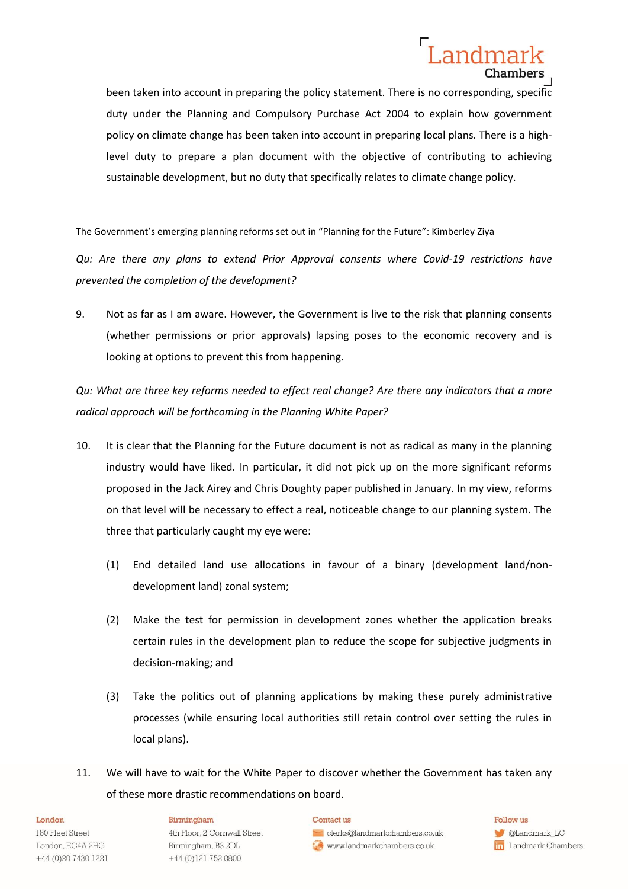been taken into account in preparing the policy statement. There is no corresponding, specific duty under the Planning and Compulsory Purchase Act 2004 to explain how government policy on climate change has been taken into account in preparing local plans. There is a high-level duty to prepare a plan document with the objective of contributing to achieving sustainable development, but no duty that specifically relates to climate change policy.

The Government's emerging planning reforms set out in "Planning for the Future": Kimberley Ziya

*Qu: Are there any plans to extend Prior Approval consents where Covid-19 restrictions have prevented the completion of the development?*

9. Not as far as I am aware. However, the Government is live to the risk that planning consents (whether permissions or prior approvals) lapsing poses to the economic recovery and is looking at options to prevent this from happening.

*Qu: What are three key reforms needed to effect real change? Are there any indicators that a more radical approach will be forthcoming in the Planning White Paper?*

10. It is clear that the Planning for the Future document is not as radical as many in the planning industry would have liked. In particular, it did not pick up on the more significant reforms proposed in the Jack Airey and Chris Doughty paper published in January. In my view, reforms on that level will be necessary to effect a real, noticeable change to our planning system. The three that particularly caught my eye were:

    (1) End detailed land use allocations in favour of a binary (development land/non-development land) zonal system;

    (2) Make the test for permission in development zones whether the application breaks certain rules in the development plan to reduce the scope for subjective judgments in decision-making; and

    (3) Take the politics out of planning applications by making these purely administrative processes (while ensuring local authorities still retain control over setting the rules in local plans).

11. We will have to wait for the White Paper to discover whether the Government has taken any of these more drastic recommendations on board.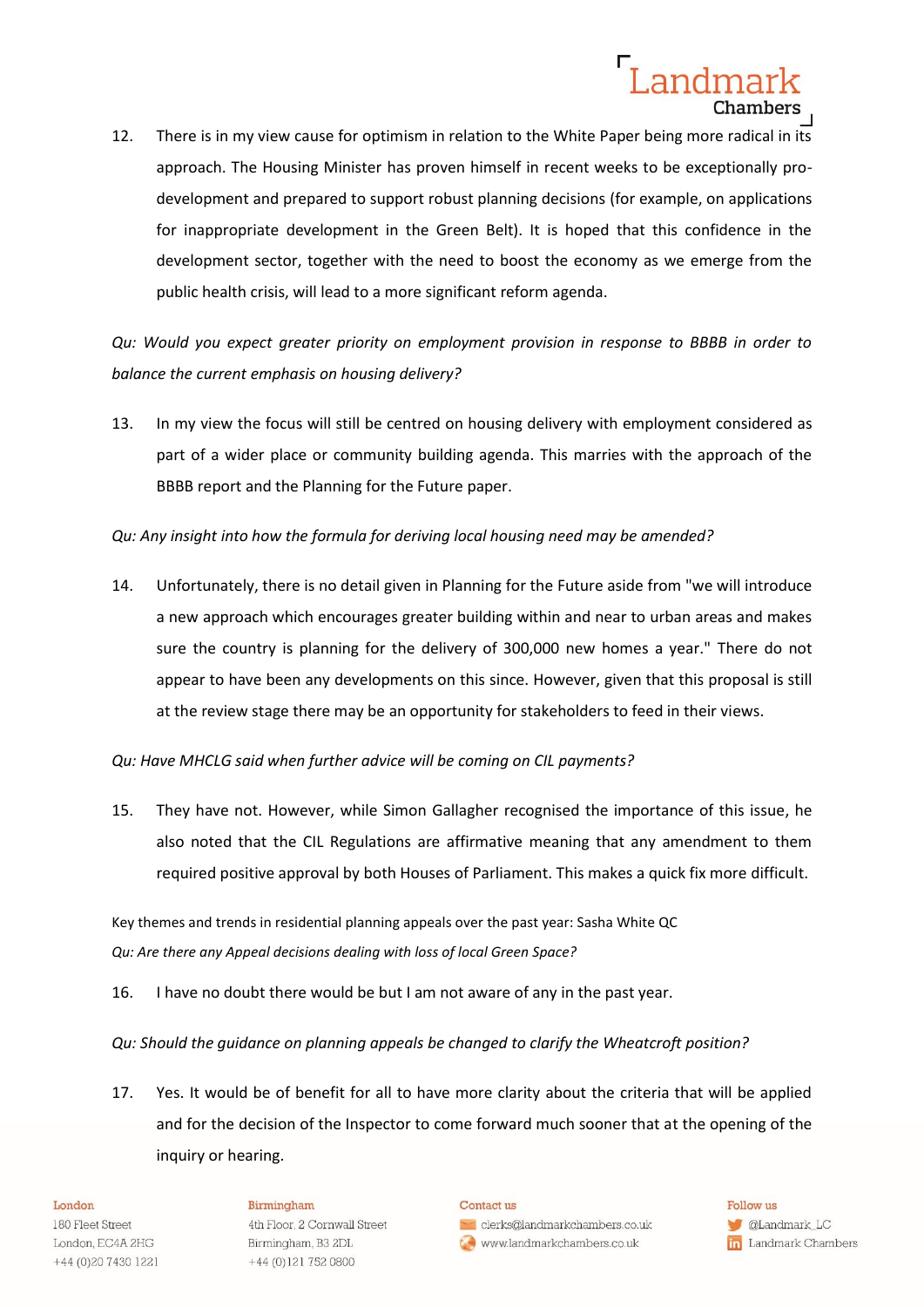12. There is in my view cause for optimism in relation to the White Paper being more radical in its approach. The Housing Minister has proven himself in recent weeks to be exceptionally pro-development and prepared to support robust planning decisions (for example, on applications for inappropriate development in the Green Belt). It is hoped that this confidence in the development sector, together with the need to boost the economy as we emerge from the public health crisis, will lead to a more significant reform agenda.

*Qu: Would you expect greater priority on employment provision in response to BBBB in order to balance the current emphasis on housing delivery?*

13. In my view the focus will still be centred on housing delivery with employment considered as part of a wider place or community building agenda. This marries with the approach of the BBBB report and the Planning for the Future paper.

*Qu: Any insight into how the formula for deriving local housing need may be amended?*

14. Unfortunately, there is no detail given in Planning for the Future aside from "we will introduce a new approach which encourages greater building within and near to urban areas and makes sure the country is planning for the delivery of 300,000 new homes a year." There do not appear to have been any developments on this since. However, given that this proposal is still at the review stage there may be an opportunity for stakeholders to feed in their views.

*Qu: Have MHCLG said when further advice will be coming on CIL payments?*

15. They have not. However, while Simon Gallagher recognised the importance of this issue, he also noted that the CIL Regulations are affirmative meaning that any amendment to them required positive approval by both Houses of Parliament. This makes a quick fix more difficult.

Key themes and trends in residential planning appeals over the past year: Sasha White QC

*Qu: Are there any Appeal decisions dealing with loss of local Green Space?*

16. I have no doubt there would be but I am not aware of any in the past year.

*Qu: Should the guidance on planning appeals be changed to clarify the Wheatcroft position?*

17. Yes. It would be of benefit for all to have more clarity about the criteria that will be applied and for the decision of the Inspector to come forward much sooner that at the opening of the inquiry or hearing.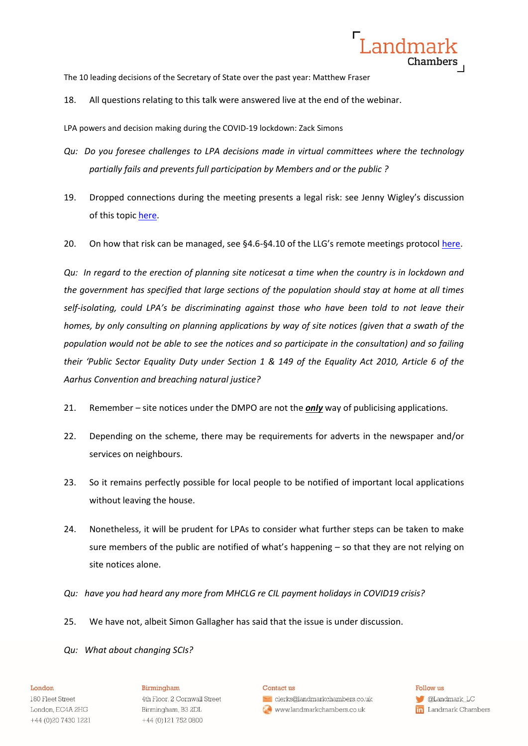The 10 leading decisions of the Secretary of State over the past year: Matthew Fraser

18. All questions relating to this talk were answered live at the end of the webinar.

LPA powers and decision making during the COVID-19 lockdown: Zack Simons

*Qu: Do you foresee challenges to LPA decisions made in virtual committees where the technology partially fails and prevents full participation by Members and or the public ?*

19. Dropped connections during the meeting presents a legal risk: see Jenny Wigley's discussion of this topic here.

20. On how that risk can be managed, see §4.6-§4.10 of the LLG's remote meetings protocol here.

*Qu: In regard to the erection of planning site noticesat a time when the country is in lockdown and the government has specified that large sections of the population should stay at home at all times self-isolating, could LPA's be discriminating against those who have been told to not leave their homes, by only consulting on planning applications by way of site notices (given that a swath of the population would not be able to see the notices and so participate in the consultation) and so failing their 'Public Sector Equality Duty under Section 1 & 149 of the Equality Act 2010, Article 6 of the Aarhus Convention and breaching natural justice?*

21. Remember – site notices under the DMPO are not the ***only*** way of publicising applications.

22. Depending on the scheme, there may be requirements for adverts in the newspaper and/or services on neighbours.

23. So it remains perfectly possible for local people to be notified of important local applications without leaving the house.

24. Nonetheless, it will be prudent for LPAs to consider what further steps can be taken to make sure members of the public are notified of what's happening – so that they are not relying on site notices alone.

*Qu: have you had heard any more from MHCLG re CIL payment holidays in COVID19 crisis?*

25. We have not, albeit Simon Gallagher has said that the issue is under discussion.

*Qu: What about changing SCIs?*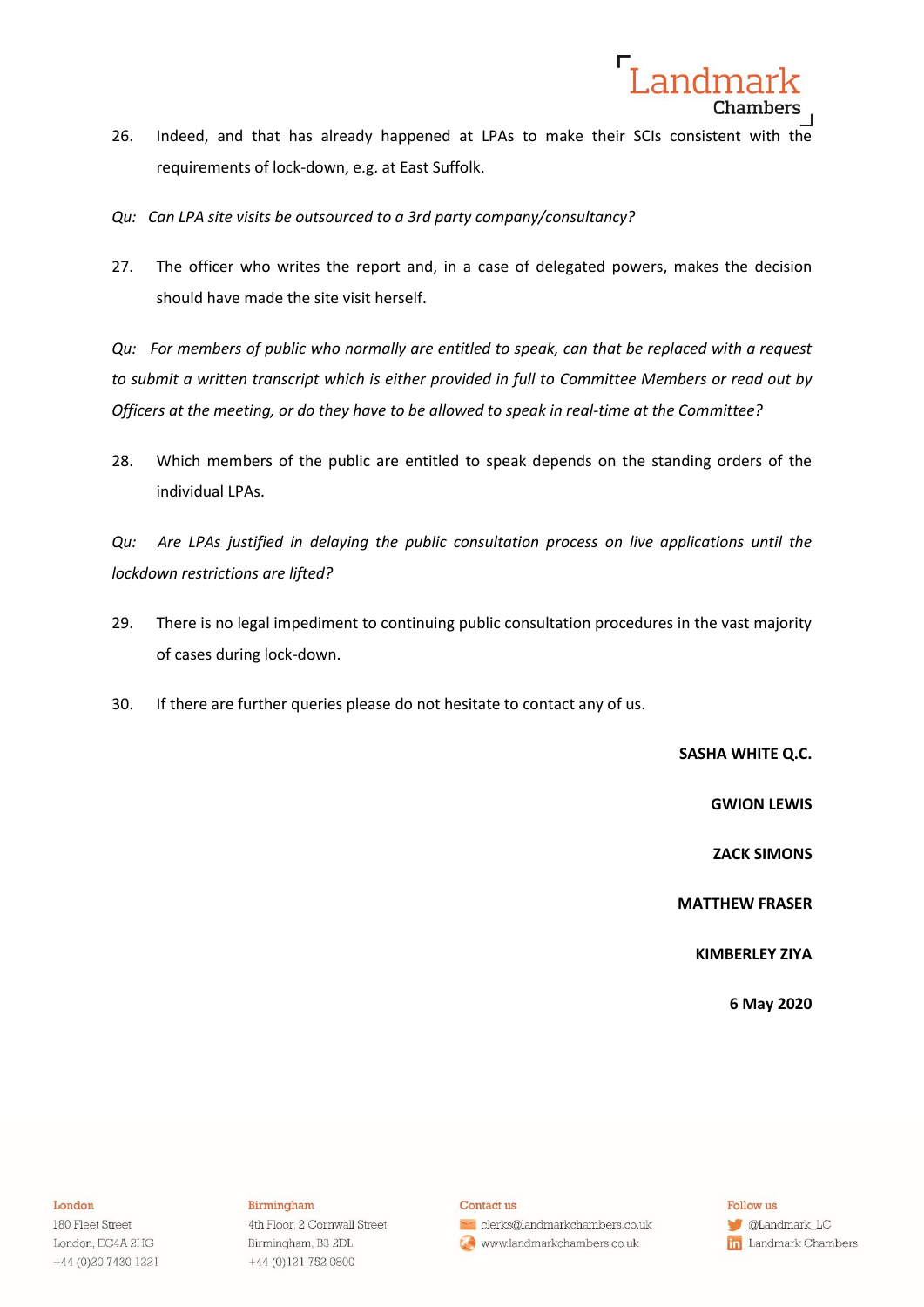26. Indeed, and that has already happened at LPAs to make their SCIs consistent with the requirements of lock-down, e.g. at East Suffolk.

*Qu: Can LPA site visits be outsourced to a 3rd party company/consultancy?*

27. The officer who writes the report and, in a case of delegated powers, makes the decision should have made the site visit herself.

*Qu: For members of public who normally are entitled to speak, can that be replaced with a request to submit a written transcript which is either provided in full to Committee Members or read out by Officers at the meeting, or do they have to be allowed to speak in real-time at the Committee?*

28. Which members of the public are entitled to speak depends on the standing orders of the individual LPAs.

*Qu: Are LPAs justified in delaying the public consultation process on live applications until the lockdown restrictions are lifted?*

29. There is no legal impediment to continuing public consultation procedures in the vast majority of cases during lock-down.

30. If there are further queries please do not hesitate to contact any of us.

**SASHA WHITE Q.C.**

**GWION LEWIS**

**ZACK SIMONS**

**MATTHEW FRASER**

**KIMBERLEY ZIYA**

**6 May 2020**